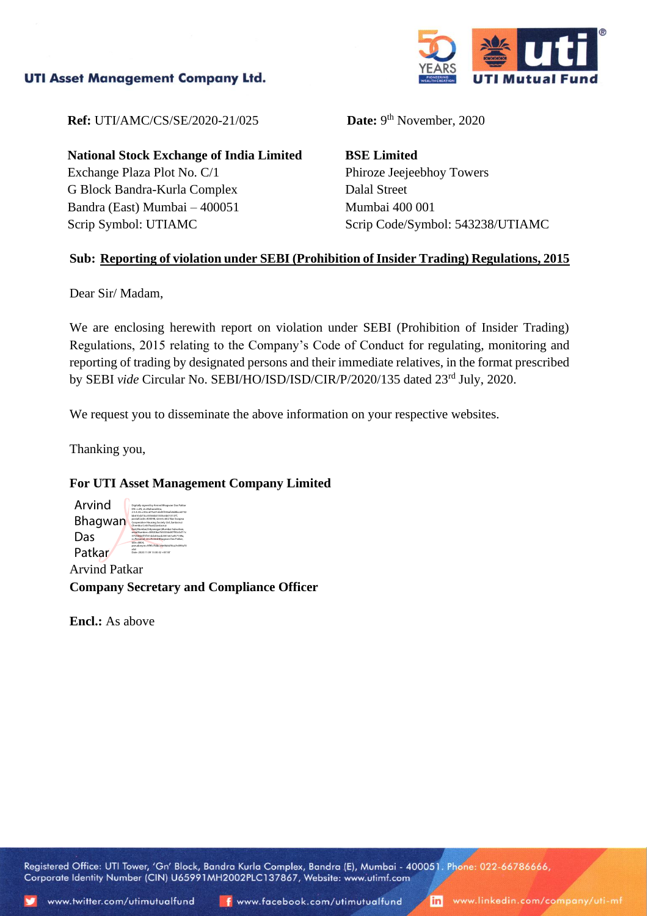**UTI Asset Management Company Ltd.**

**Ref:** UTI/AMC/CS/SE/2020-21/025

**Date:** 9th November, 2020

**National Stock Exchange of India Limited**
Exchange Plaza Plot No. C/1
G Block Bandra-Kurla Complex
Bandra (East) Mumbai – 400051
Scrip Symbol: UTIAMC

**BSE Limited**
Phiroze Jeejeebhoy Towers
Dalal Street
Mumbai 400 001
Scrip Code/Symbol: 543238/UTIAMC

**Sub: Reporting of violation under SEBI (Prohibition of Insider Trading) Regulations, 2015**

Dear Sir/ Madam,

We are enclosing herewith report on violation under SEBI (Prohibition of Insider Trading) Regulations, 2015 relating to the Company's Code of Conduct for regulating, monitoring and reporting of trading by designated persons and their immediate relatives, in the format prescribed by SEBI *vide* Circular No. SEBI/HO/ISD/ISD/CIR/P/2020/135 dated 23rd July, 2020.

We request you to disseminate the above information on your respective websites.

Thanking you,

**For UTI Asset Management Company Limited**

Arvind Bhagwan Das Patkar

Arvind Patkar
**Company Secretary and Compliance Officer**

**Encl.:** As above

Registered Office: UTI Tower, 'Gn' Block, Bandra Kurla Complex, Bandra (E), Mumbai - 400051. Phone: 022-66786666, Corporate Identity Number (CIN) U65991MH2002PLC137867, Website: www.utimf.com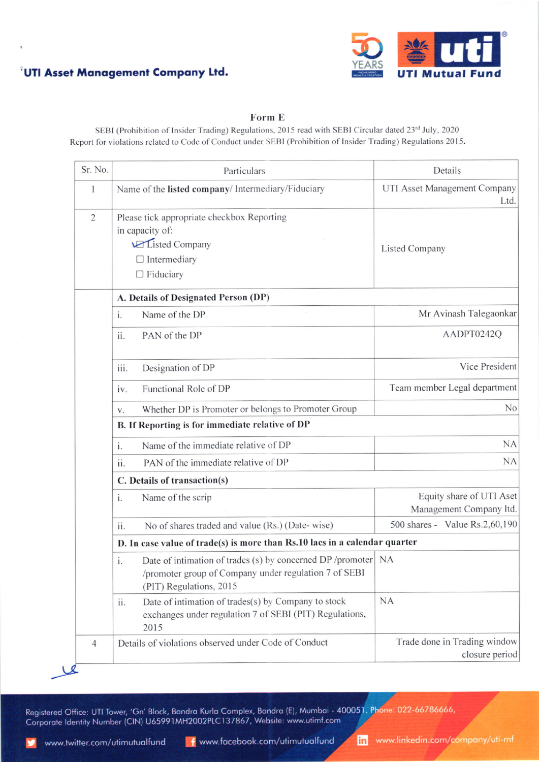UTI Asset Management Company Ltd.

## Form E

SEBI (Prohibition of Insider Trading) Regulations, 2015 read with SEBI Circular dated 23rd July, 2020
Report for violations related to Code of Conduct under SEBI (Prohibition of Insider Trading) Regulations 2015.

| Sr. No. | Particulars | Details |
|---|---|---|
| 1 | Name of the **listed company**/ Intermediary/Fiduciary | UTI Asset Management Company Ltd. |
| 2 | Please tick appropriate checkbox Reporting in capacity of:<br>☑ Listed Company<br>☐ Intermediary<br>☐ Fiduciary | Listed Company |
| | **A. Details of Designated Person (DP)** | |
| | i. Name of the DP | Mr Avinash Talegaonkar |
| | ii. PAN of the DP | AADPT0242Q |
| | iii. Designation of DP | Vice President |
| | iv. Functional Role of DP | Team member Legal department |
| | v. Whether DP is Promoter or belongs to Promoter Group | No |
| | **B. If Reporting is for immediate relative of DP** | |
| | i. Name of the immediate relative of DP | NA |
| | ii. PAN of the immediate relative of DP | NA |
| | **C. Details of transaction(s)** | |
| | i. Name of the scrip | Equity share of UTI Aset Management Company ltd. |
| | ii. No of shares traded and value (Rs.) (Date- wise) | 500 shares - Value Rs.2,60,190 |
| | **D. In case value of trade(s) is more than Rs.10 lacs in a calendar quarter** | |
| | i. Date of intimation of trades (s) by concerned DP /promoter /promoter group of Company under regulation 7 of SEBI (PIT) Regulations, 2015 | NA |
| | ii. Date of intimation of trade(s) by Company to stock exchanges under regulation 7 of SEBI (PIT) Regulations, 2015 | NA |
| 4 | Details of violations observed under Code of Conduct | Trade done in Trading window closure period |

Registered Office: UTI Tower, 'Gn' Block, Bandra Kurla Complex, Bandra (E), Mumbai - 400051. Phone: 022-66786666, Corporate Identity Number (CIN) U65991MH2002PLC137867, Website: www.utimf.com

www.twitter.com/utimutualfund www.facebook.com/utimutualfund www.linkedin.com/company/uti-mf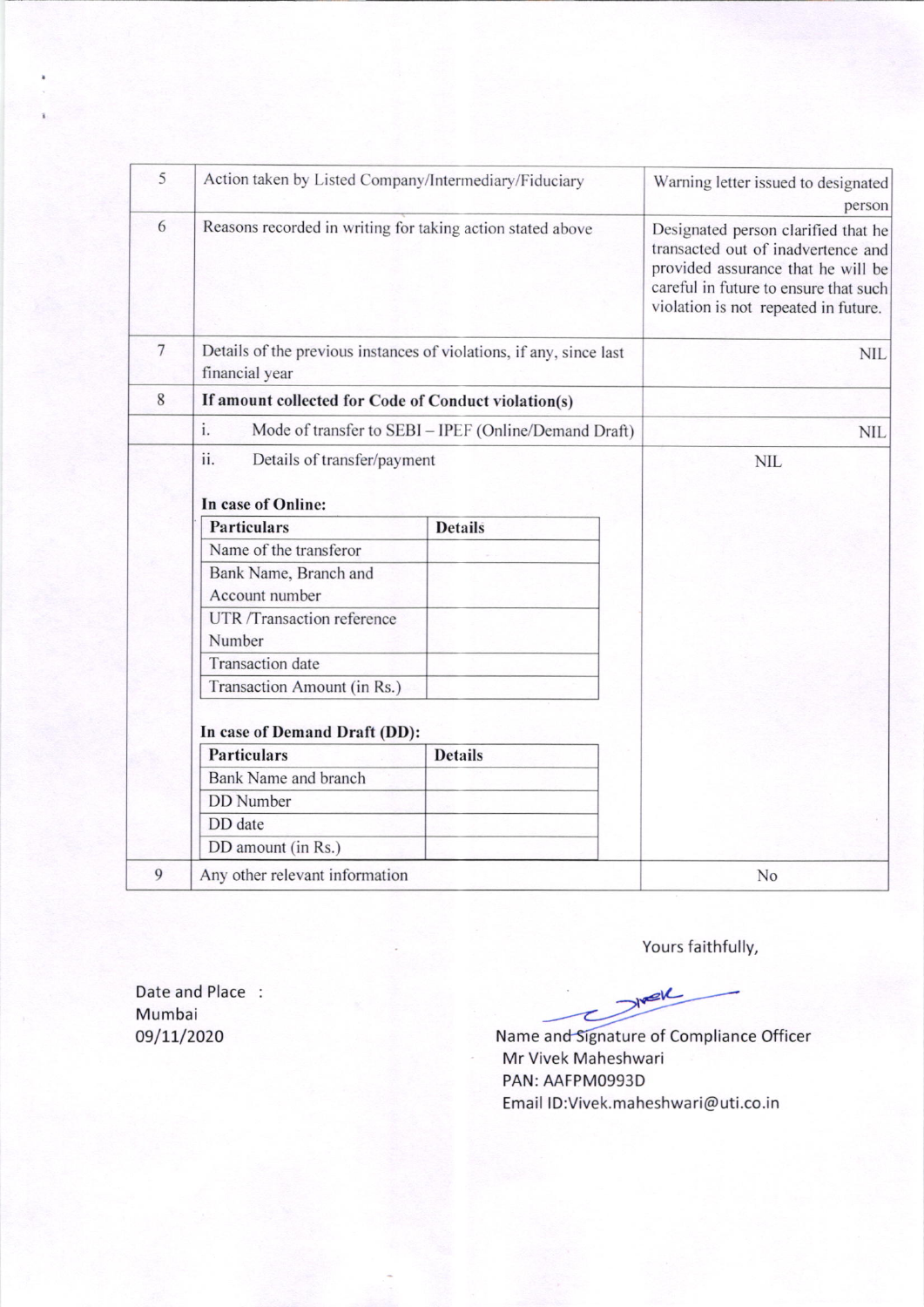| | | |
|---|---|---|
| 5 | Action taken by Listed Company/Intermediary/Fiduciary | Warning letter issued to designated person |
| 6 | Reasons recorded in writing for taking action stated above | Designated person clarified that he transacted out of inadvertence and provided assurance that he will be careful in future to ensure that such violation is not repeated in future. |
| 7 | Details of the previous instances of violations, if any, since last financial year | NIL |
| 8 | **If amount collected for Code of Conduct violation(s)** | |
| | i. Mode of transfer to SEBI – IPEF (Online/Demand Draft) | NIL |
| | ii. Details of transfer/payment | NIL |
| 9 | Any other relevant information | No |

**In case of Online:**

| Particulars | Details |
|---|---|
| Name of the transferor | |
| Bank Name, Branch and Account number | |
| UTR /Transaction reference Number | |
| Transaction date | |
| Transaction Amount (in Rs.) | |

**In case of Demand Draft (DD):**

| Particulars | Details |
|---|---|
| Bank Name and branch | |
| DD Number | |
| DD date | |
| DD amount (in Rs.) | |

Yours faithfully,

Date and Place :
Mumbai
09/11/2020

Name and Signature of Compliance Officer
Mr Vivek Maheshwari
PAN: AAFPM0993D
Email ID:Vivek.maheshwari@uti.co.in